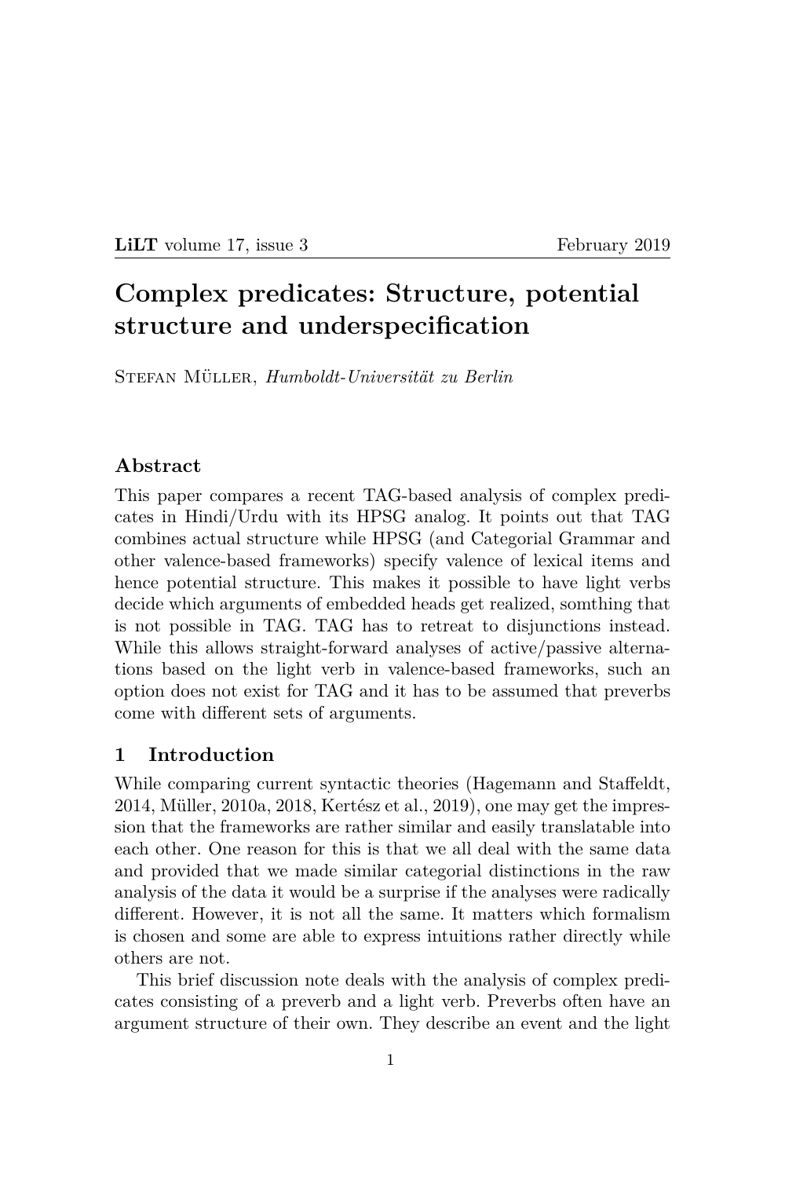# Complex predicates: Structure, potential structure and underspecification

Stefan Müller, *Humboldt-Universität zu Berlin*

## Abstract

This paper compares a recent TAG-based analysis of complex predicates in Hindi/Urdu with its HPSG analog. It points out that TAG combines actual structure while HPSG (and Categorial Grammar and other valence-based frameworks) specify valence of lexical items and hence potential structure. This makes it possible to have light verbs decide which arguments of embedded heads get realized, somthing that is not possible in TAG. TAG has to retreat to disjunctions instead. While this allows straight-forward analyses of active/passive alternations based on the light verb in valence-based frameworks, such an option does not exist for TAG and it has to be assumed that preverbs come with different sets of arguments.

## 1 Introduction

While comparing current syntactic theories (Hagemann and Staffeldt, 2014, Müller, 2010a, 2018, Kertész et al., 2019), one may get the impression that the frameworks are rather similar and easily translatable into each other. One reason for this is that we all deal with the same data and provided that we made similar categorial distinctions in the raw analysis of the data it would be a surprise if the analyses were radically different. However, it is not all the same. It matters which formalism is chosen and some are able to express intuitions rather directly while others are not.

This brief discussion note deals with the analysis of complex predicates consisting of a preverb and a light verb. Preverbs often have an argument structure of their own. They describe an event and the light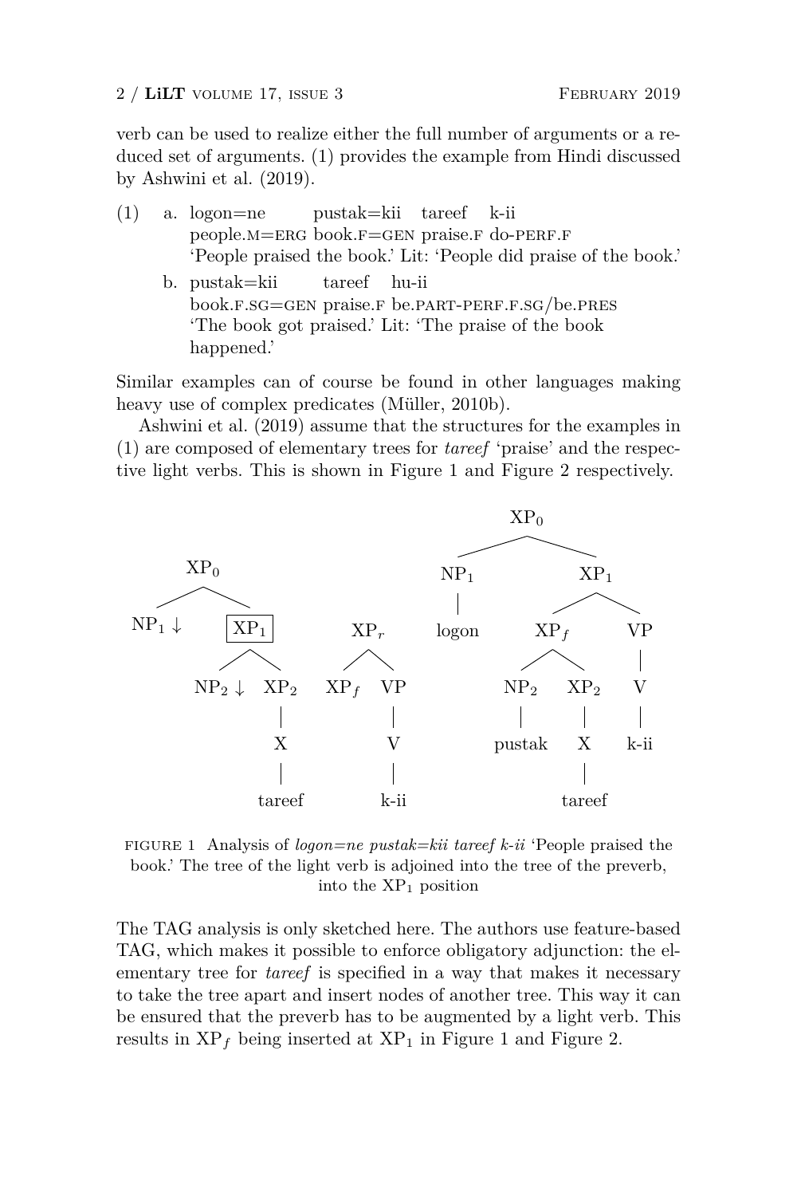verb can be used to realize either the full number of arguments or a reduced set of arguments. (1) provides the example from Hindi discussed by Ashwini et al. (2019).

(1) a. logon=ne pustak=kii tareef k-ii
   people.M=ERG book.F=GEN praise.F do-PERF.F
   'People praised the book.' Lit: 'People did praise of the book.'

   b. pustak=kii tareef hu-ii
   book.F.SG=GEN praise.F be.PART-PERF.F.SG/be.PRES
   'The book got praised.' Lit: 'The praise of the book happened.'

Similar examples can of course be found in other languages making heavy use of complex predicates (Müller, 2010b).

Ashwini et al. (2019) assume that the structures for the examples in (1) are composed of elementary trees for *tareef* 'praise' and the respective light verbs. This is shown in Figure 1 and Figure 2 respectively.

FIGURE 1 Analysis of *logon=ne pustak=kii tareef k-ii* 'People praised the book.' The tree of the light verb is adjoined into the tree of the preverb, into the $XP_1$ position

The TAG analysis is only sketched here. The authors use feature-based TAG, which makes it possible to enforce obligatory adjunction: the elementary tree for *tareef* is specified in a way that makes it necessary to take the tree apart and insert nodes of another tree. This way it can be ensured that the preverb has to be augmented by a light verb. This results in $XP_f$ being inserted at $XP_1$ in Figure 1 and Figure 2.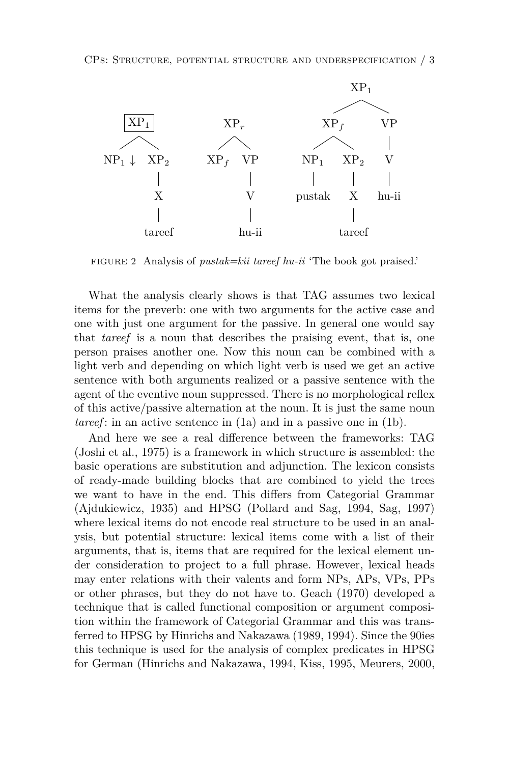FIGURE 2 Analysis of *pustak=kii tareef hu-ii* 'The book got praised.'

What the analysis clearly shows is that TAG assumes two lexical items for the preverb: one with two arguments for the active case and one with just one argument for the passive. In general one would say that *tareef* is a noun that describes the praising event, that is, one person praises another one. Now this noun can be combined with a light verb and depending on which light verb is used we get an active sentence with both arguments realized or a passive sentence with the agent of the eventive noun suppressed. There is no morphological reflex of this active/passive alternation at the noun. It is just the same noun *tareef*: in an active sentence in (1a) and in a passive one in (1b).

And here we see a real difference between the frameworks: TAG (Joshi et al., 1975) is a framework in which structure is assembled: the basic operations are substitution and adjunction. The lexicon consists of ready-made building blocks that are combined to yield the trees we want to have in the end. This differs from Categorial Grammar (Ajdukiewicz, 1935) and HPSG (Pollard and Sag, 1994, Sag, 1997) where lexical items do not encode real structure to be used in an analysis, but potential structure: lexical items come with a list of their arguments, that is, items that are required for the lexical element under consideration to project to a full phrase. However, lexical heads may enter relations with their valents and form NPs, APs, VPs, PPs or other phrases, but they do not have to. Geach (1970) developed a technique that is called functional composition or argument composition within the framework of Categorial Grammar and this was transferred to HPSG by Hinrichs and Nakazawa (1989, 1994). Since the 90ies this technique is used for the analysis of complex predicates in HPSG for German (Hinrichs and Nakazawa, 1994, Kiss, 1995, Meurers, 2000,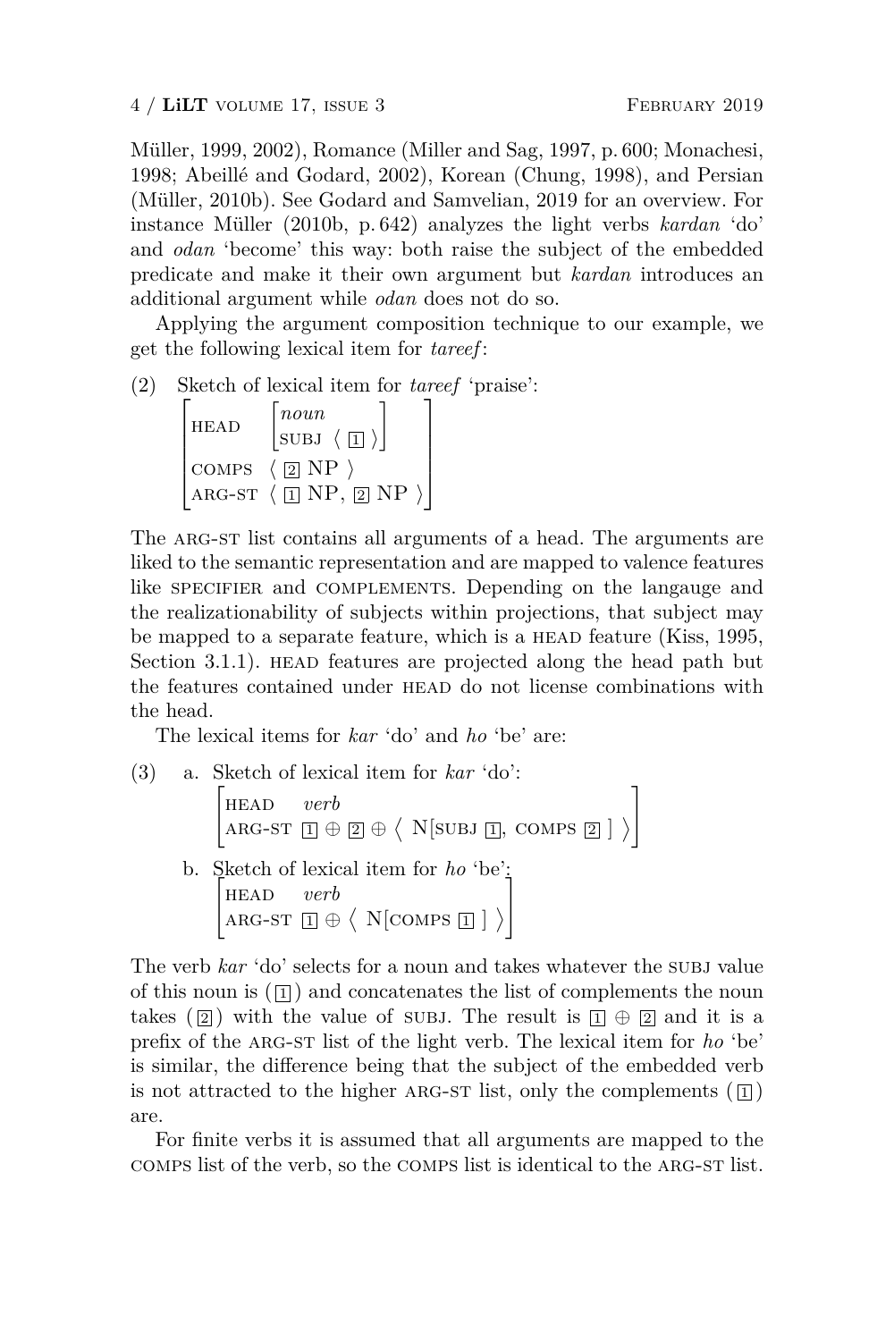Müller, 1999, 2002), Romance (Miller and Sag, 1997, p. 600; Monachesi, 1998; Abeillé and Godard, 2002), Korean (Chung, 1998), and Persian (Müller, 2010b). See Godard and Samvelian, 2019 for an overview. For instance Müller (2010b, p. 642) analyzes the light verbs *kardan* 'do' and *odan* 'become' this way: both raise the subject of the embedded predicate and make it their own argument but *kardan* introduces an additional argument while *odan* does not do so.

Applying the argument composition technique to our example, we get the following lexical item for *tareef*:

(2) Sketch of lexical item for *tareef* 'praise':

$$\begin{bmatrix} \text{HEAD} & \begin{bmatrix} \textit{noun} \\ \text{SUBJ} \ \langle \boxed{1} \rangle \end{bmatrix} \\ \text{COMPS} & \langle \boxed{2} \ \text{NP} \rangle \\ \text{ARG-ST} & \langle \boxed{1} \ \text{NP}, \boxed{2} \ \text{NP} \rangle \end{bmatrix}$$

The ARG-ST list contains all arguments of a head. The arguments are liked to the semantic representation and are mapped to valence features like SPECIFIER and COMPLEMENTS. Depending on the langauge and the realizationability of subjects within projections, that subject may be mapped to a separate feature, which is a HEAD feature (Kiss, 1995, Section 3.1.1). HEAD features are projected along the head path but the features contained under HEAD do not license combinations with the head.

The lexical items for *kar* 'do' and *ho* 'be' are:

(3) a. Sketch of lexical item for *kar* 'do':

$$\begin{bmatrix} \text{HEAD} & \textit{verb} \\ \text{ARG-ST} & \boxed{1} \oplus \boxed{2} \oplus \left\langle \ \text{N}[\text{SUBJ} \ \boxed{1}, \ \text{COMPS} \ \boxed{2} \ ] \ \right\rangle \end{bmatrix}$$

b. Sketch of lexical item for *ho* 'be':

$$\begin{bmatrix} \text{HEAD} & \textit{verb} \\ \text{ARG-ST} & \boxed{1} \oplus \left\langle \ \text{N}[\text{COMPS} \ \boxed{1} \ ] \ \right\rangle \end{bmatrix}$$

The verb *kar* 'do' selects for a noun and takes whatever the SUBJ value of this noun is ($\boxed{1}$) and concatenates the list of complements the noun takes ($\boxed{2}$) with the value of SUBJ. The result is $\boxed{1} \oplus \boxed{2}$ and it is a prefix of the ARG-ST list of the light verb. The lexical item for *ho* 'be' is similar, the difference being that the subject of the embedded verb is not attracted to the higher ARG-ST list, only the complements ($\boxed{1}$) are.

For finite verbs it is assumed that all arguments are mapped to the COMPS list of the verb, so the COMPS list is identical to the ARG-ST list.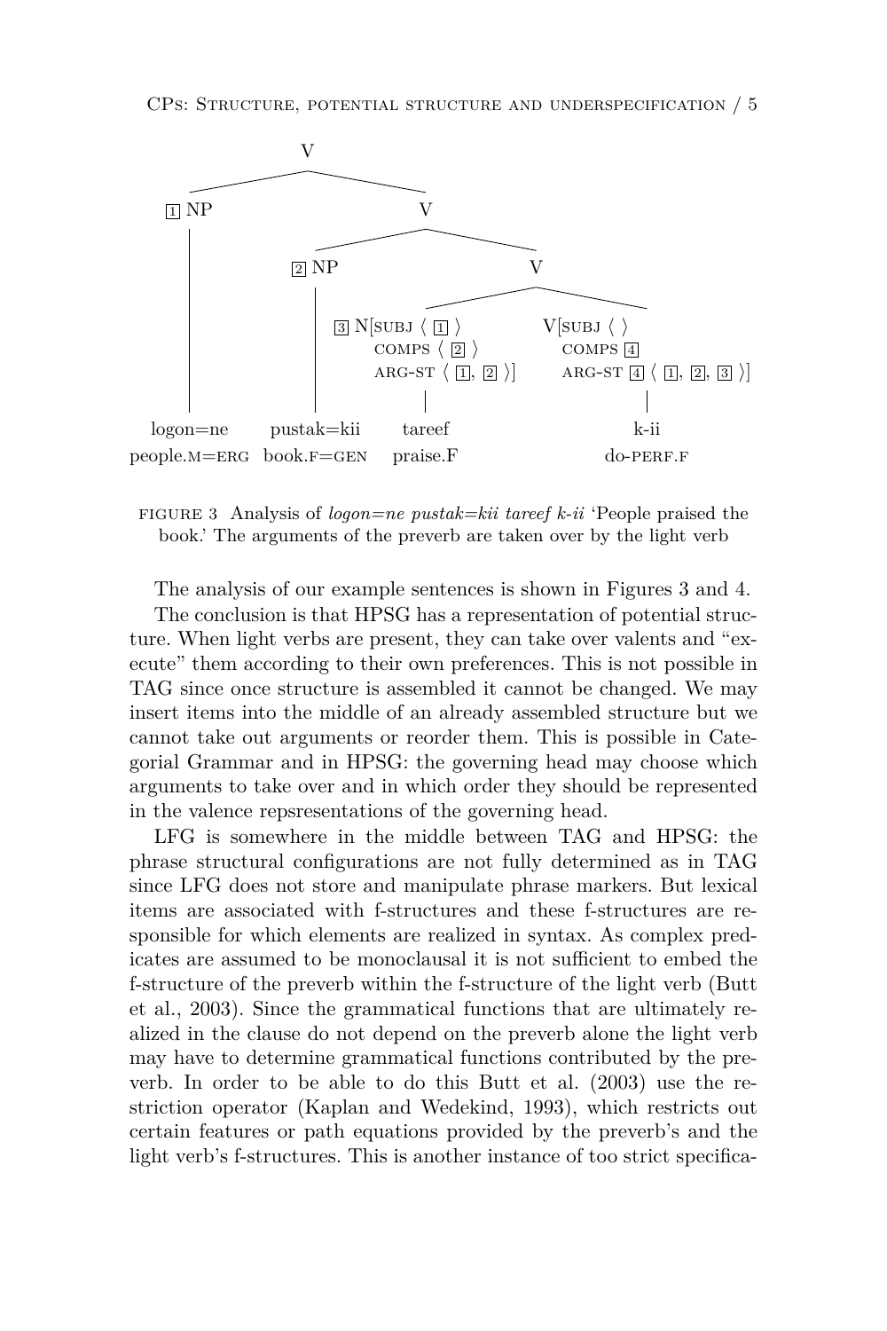```
V
├── [1] NP
│     logon=ne
│     people.M=ERG
└── V
    ├── [2] NP
    │     pustak=kii
    │     book.F=GEN
    └── V
        ├── [3] N[SUBJ ⟨ [1] ⟩
        │        COMPS ⟨ [2] ⟩
        │        ARG-ST ⟨ [1], [2] ⟩]
        │     tareef
        │     praise.F
        └── V[SUBJ ⟨ ⟩
              COMPS [4]
              ARG-ST [4] ⟨ [1], [2], [3] ⟩]
              k-ii
              do-PERF.F
```

FIGURE 3 Analysis of *logon=ne pustak=kii tareef k-ii* 'People praised the book.' The arguments of the preverb are taken over by the light verb

The analysis of our example sentences is shown in Figures 3 and 4.

The conclusion is that HPSG has a representation of potential structure. When light verbs are present, they can take over valents and "execute" them according to their own preferences. This is not possible in TAG since once structure is assembled it cannot be changed. We may insert items into the middle of an already assembled structure but we cannot take out arguments or reorder them. This is possible in Categorial Grammar and in HPSG: the governing head may choose which arguments to take over and in which order they should be represented in the valence repsresentations of the governing head.

LFG is somewhere in the middle between TAG and HPSG: the phrase structural configurations are not fully determined as in TAG since LFG does not store and manipulate phrase markers. But lexical items are associated with f-structures and these f-structures are responsible for which elements are realized in syntax. As complex predicates are assumed to be monoclausal it is not sufficient to embed the f-structure of the preverb within the f-structure of the light verb (Butt et al., 2003). Since the grammatical functions that are ultimately realized in the clause do not depend on the preverb alone the light verb may have to determine grammatical functions contributed by the preverb. In order to be able to do this Butt et al. (2003) use the restriction operator (Kaplan and Wedekind, 1993), which restricts out certain features or path equations provided by the preverb's and the light verb's f-structures. This is another instance of too strict specifica-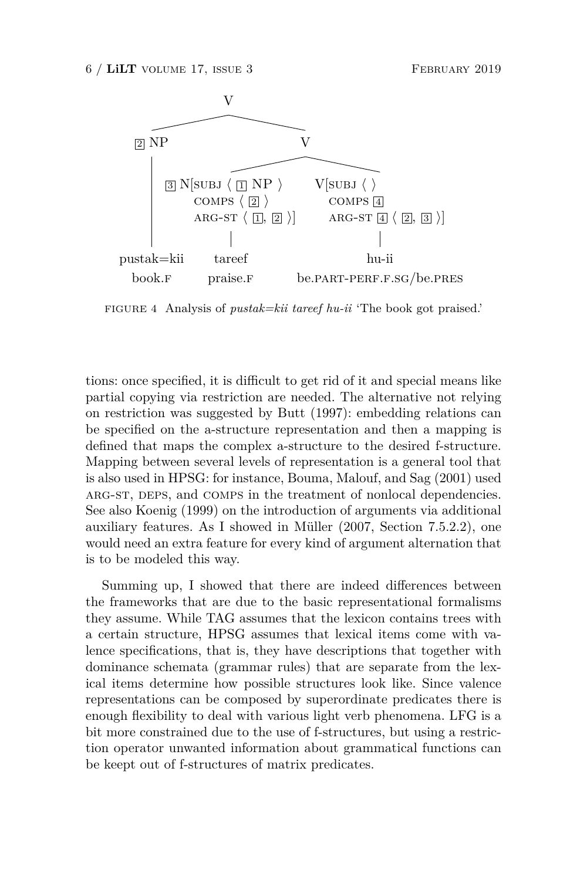```
                         V
            ┌────────────┴────────────┐
          [2] NP                      V
            │          ┌──────────────┴──────────────┐
            │   [3] N[SUBJ ⟨ [1] NP ⟩          V[SUBJ ⟨ ⟩
            │      COMPS ⟨ [2] ⟩                COMPS [4]
            │      ARG-ST ⟨ [1], [2] ⟩]         ARG-ST [4] ⟨ [2], [3] ⟩]
            │          │                             │
      pustak=kii     tareef                        hu-ii
        book.F       praise.F           be.PART-PERF.F.SG/be.PRES
```

FIGURE 4 Analysis of *pustak=kii tareef hu-ii* 'The book got praised.'

tions: once specified, it is difficult to get rid of it and special means like partial copying via restriction are needed. The alternative not relying on restriction was suggested by Butt (1997): embedding relations can be specified on the a-structure representation and then a mapping is defined that maps the complex a-structure to the desired f-structure. Mapping between several levels of representation is a general tool that is also used in HPSG: for instance, Bouma, Malouf, and Sag (2001) used ARG-ST, DEPS, and COMPS in the treatment of nonlocal dependencies. See also Koenig (1999) on the introduction of arguments via additional auxiliary features. As I showed in Müller (2007, Section 7.5.2.2), one would need an extra feature for every kind of argument alternation that is to be modeled this way.

Summing up, I showed that there are indeed differences between the frameworks that are due to the basic representational formalisms they assume. While TAG assumes that the lexicon contains trees with a certain structure, HPSG assumes that lexical items come with valence specifications, that is, they have descriptions that together with dominance schemata (grammar rules) that are separate from the lexical items determine how possible structures look like. Since valence representations can be composed by superordinate predicates there is enough flexibility to deal with various light verb phenomena. LFG is a bit more constrained due to the use of f-structures, but using a restriction operator unwanted information about grammatical functions can be keept out of f-structures of matrix predicates.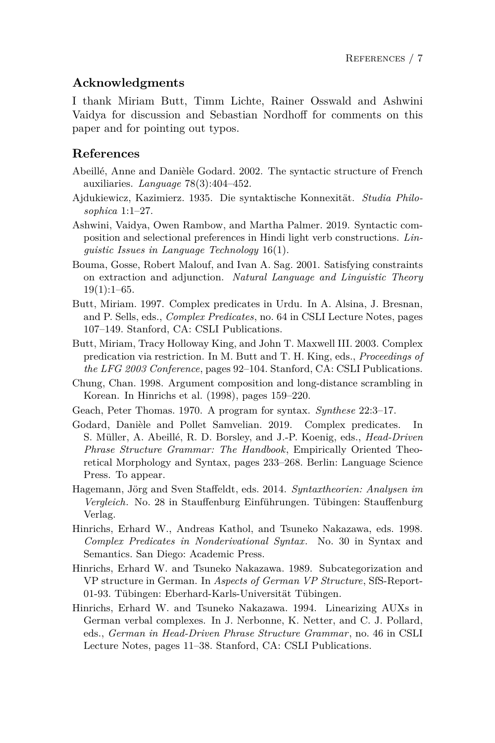## Acknowledgments

I thank Miriam Butt, Timm Lichte, Rainer Osswald and Ashwini Vaidya for discussion and Sebastian Nordhoff for comments on this paper and for pointing out typos.

## References

Abeillé, Anne and Danièle Godard. 2002. The syntactic structure of French auxiliaries. *Language* 78(3):404–452.

Ajdukiewicz, Kazimierz. 1935. Die syntaktische Konnexität. *Studia Philosophica* 1:1–27.

Ashwini, Vaidya, Owen Rambow, and Martha Palmer. 2019. Syntactic composition and selectional preferences in Hindi light verb constructions. *Linguistic Issues in Language Technology* 16(1).

Bouma, Gosse, Robert Malouf, and Ivan A. Sag. 2001. Satisfying constraints on extraction and adjunction. *Natural Language and Linguistic Theory* 19(1):1–65.

Butt, Miriam. 1997. Complex predicates in Urdu. In A. Alsina, J. Bresnan, and P. Sells, eds., *Complex Predicates*, no. 64 in CSLI Lecture Notes, pages 107–149. Stanford, CA: CSLI Publications.

Butt, Miriam, Tracy Holloway King, and John T. Maxwell III. 2003. Complex predication via restriction. In M. Butt and T. H. King, eds., *Proceedings of the LFG 2003 Conference*, pages 92–104. Stanford, CA: CSLI Publications.

Chung, Chan. 1998. Argument composition and long-distance scrambling in Korean. In Hinrichs et al. (1998), pages 159–220.

Geach, Peter Thomas. 1970. A program for syntax. *Synthese* 22:3–17.

Godard, Danièle and Pollet Samvelian. 2019. Complex predicates. In S. Müller, A. Abeillé, R. D. Borsley, and J.-P. Koenig, eds., *Head-Driven Phrase Structure Grammar: The Handbook*, Empirically Oriented Theoretical Morphology and Syntax, pages 233–268. Berlin: Language Science Press. To appear.

Hagemann, Jörg and Sven Staffeldt, eds. 2014. *Syntaxtheorien: Analysen im Vergleich*. No. 28 in Stauffenburg Einführungen. Tübingen: Stauffenburg Verlag.

Hinrichs, Erhard W., Andreas Kathol, and Tsuneko Nakazawa, eds. 1998. *Complex Predicates in Nonderivational Syntax*. No. 30 in Syntax and Semantics. San Diego: Academic Press.

Hinrichs, Erhard W. and Tsuneko Nakazawa. 1989. Subcategorization and VP structure in German. In *Aspects of German VP Structure*, SfS-Report-01-93. Tübingen: Eberhard-Karls-Universität Tübingen.

Hinrichs, Erhard W. and Tsuneko Nakazawa. 1994. Linearizing AUXs in German verbal complexes. In J. Nerbonne, K. Netter, and C. J. Pollard, eds., *German in Head-Driven Phrase Structure Grammar*, no. 46 in CSLI Lecture Notes, pages 11–38. Stanford, CA: CSLI Publications.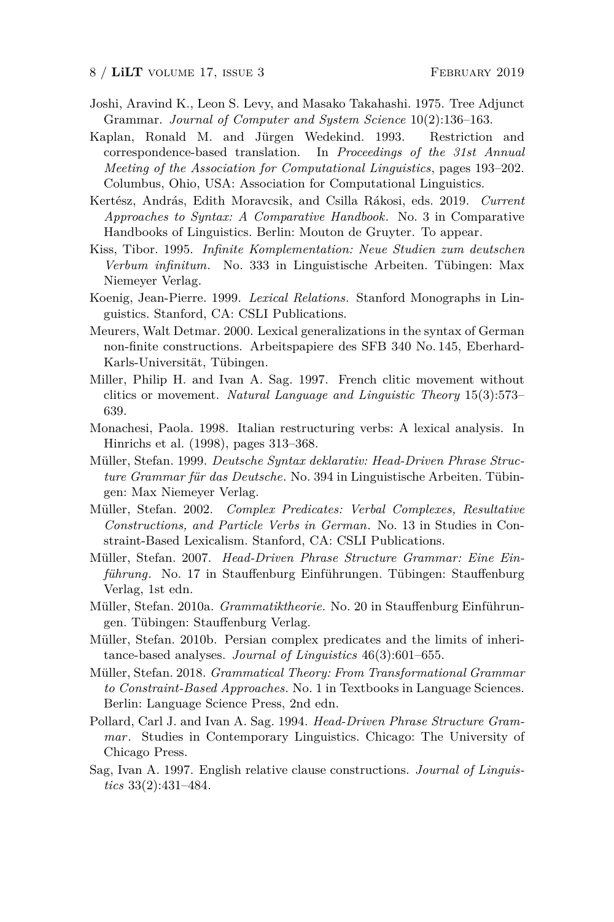Joshi, Aravind K., Leon S. Levy, and Masako Takahashi. 1975. Tree Adjunct Grammar. *Journal of Computer and System Science* 10(2):136–163.

Kaplan, Ronald M. and Jürgen Wedekind. 1993. Restriction and correspondence-based translation. In *Proceedings of the 31st Annual Meeting of the Association for Computational Linguistics*, pages 193–202. Columbus, Ohio, USA: Association for Computational Linguistics.

Kertész, András, Edith Moravcsik, and Csilla Rákosi, eds. 2019. *Current Approaches to Syntax: A Comparative Handbook*. No. 3 in Comparative Handbooks of Linguistics. Berlin: Mouton de Gruyter. To appear.

Kiss, Tibor. 1995. *Infinite Komplementation: Neue Studien zum deutschen Verbum infinitum*. No. 333 in Linguistische Arbeiten. Tübingen: Max Niemeyer Verlag.

Koenig, Jean-Pierre. 1999. *Lexical Relations*. Stanford Monographs in Linguistics. Stanford, CA: CSLI Publications.

Meurers, Walt Detmar. 2000. Lexical generalizations in the syntax of German non-finite constructions. Arbeitspapiere des SFB 340 No. 145, Eberhard-Karls-Universität, Tübingen.

Miller, Philip H. and Ivan A. Sag. 1997. French clitic movement without clitics or movement. *Natural Language and Linguistic Theory* 15(3):573–639.

Monachesi, Paola. 1998. Italian restructuring verbs: A lexical analysis. In Hinrichs et al. (1998), pages 313–368.

Müller, Stefan. 1999. *Deutsche Syntax deklarativ: Head-Driven Phrase Structure Grammar für das Deutsche*. No. 394 in Linguistische Arbeiten. Tübingen: Max Niemeyer Verlag.

Müller, Stefan. 2002. *Complex Predicates: Verbal Complexes, Resultative Constructions, and Particle Verbs in German*. No. 13 in Studies in Constraint-Based Lexicalism. Stanford, CA: CSLI Publications.

Müller, Stefan. 2007. *Head-Driven Phrase Structure Grammar: Eine Einführung*. No. 17 in Stauffenburg Einführungen. Tübingen: Stauffenburg Verlag, 1st edn.

Müller, Stefan. 2010a. *Grammatiktheorie*. No. 20 in Stauffenburg Einführungen. Tübingen: Stauffenburg Verlag.

Müller, Stefan. 2010b. Persian complex predicates and the limits of inheritance-based analyses. *Journal of Linguistics* 46(3):601–655.

Müller, Stefan. 2018. *Grammatical Theory: From Transformational Grammar to Constraint-Based Approaches*. No. 1 in Textbooks in Language Sciences. Berlin: Language Science Press, 2nd edn.

Pollard, Carl J. and Ivan A. Sag. 1994. *Head-Driven Phrase Structure Grammar*. Studies in Contemporary Linguistics. Chicago: The University of Chicago Press.

Sag, Ivan A. 1997. English relative clause constructions. *Journal of Linguistics* 33(2):431–484.